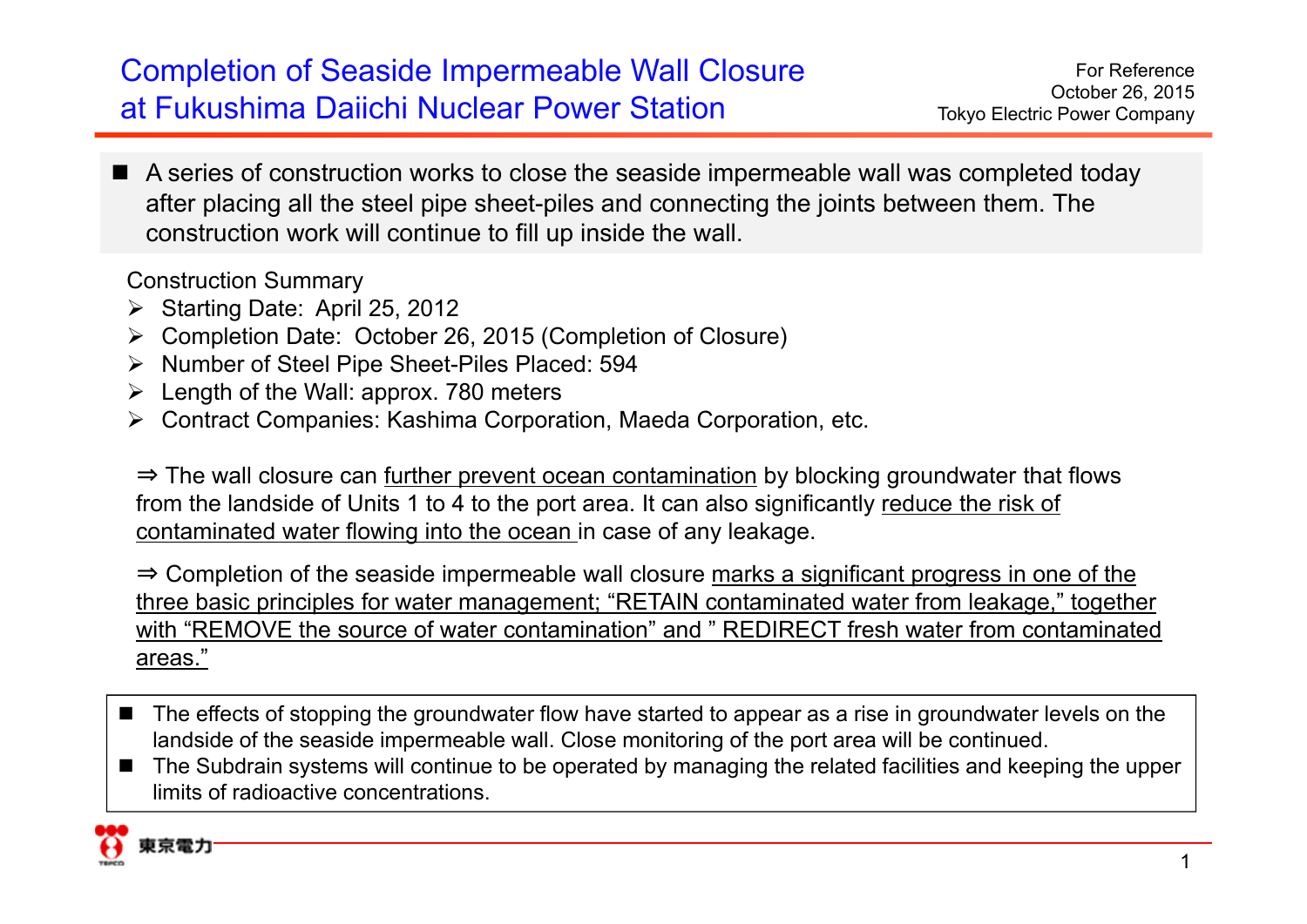# Completion of Seaside Impermeable Wall Closure at Fukushima Daiichi Nuclear Power Station

For Reference
October 26, 2015
Tokyo Electric Power Company

- A series of construction works to close the seaside impermeable wall was completed today after placing all the steel pipe sheet-piles and connecting the joints between them. The construction work will continue to fill up inside the wall.

Construction Summary

- Starting Date: April 25, 2012
- Completion Date: October 26, 2015 (Completion of Closure)
- Number of Steel Pipe Sheet-Piles Placed: 594
- Length of the Wall: approx. 780 meters
- Contract Companies: Kashima Corporation, Maeda Corporation, etc.

⇒ The wall closure can further prevent ocean contamination by blocking groundwater that flows from the landside of Units 1 to 4 to the port area. It can also significantly reduce the risk of contaminated water flowing into the ocean in case of any leakage.

⇒ Completion of the seaside impermeable wall closure marks a significant progress in one of the three basic principles for water management; “RETAIN contaminated water from leakage,” together with “REMOVE the source of water contamination” and ” REDIRECT fresh water from contaminated areas.”

- The effects of stopping the groundwater flow have started to appear as a rise in groundwater levels on the landside of the seaside impermeable wall. Close monitoring of the port area will be continued.
- The Subdrain systems will continue to be operated by managing the related facilities and keeping the upper limits of radioactive concentrations.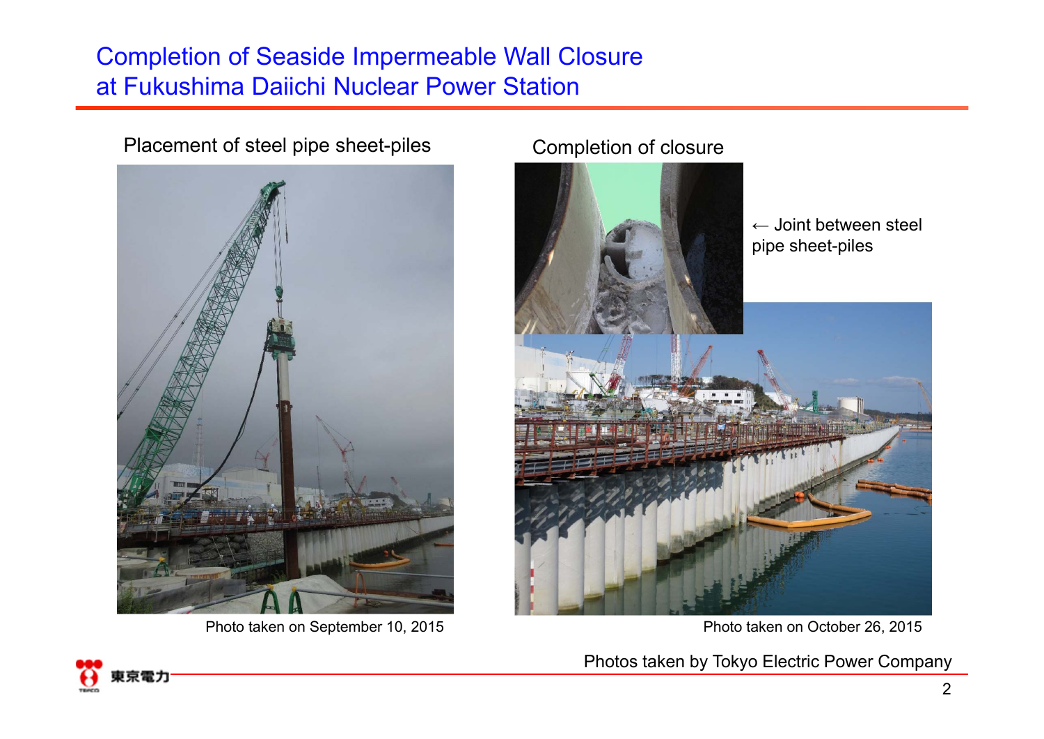# Completion of Seaside Impermeable Wall Closure at Fukushima Daiichi Nuclear Power Station

Placement of steel pipe sheet-piles

Photo taken on September 10, 2015

Completion of closure

← Joint between steel pipe sheet-piles

Photo taken on October 26, 2015

Photos taken by Tokyo Electric Power Company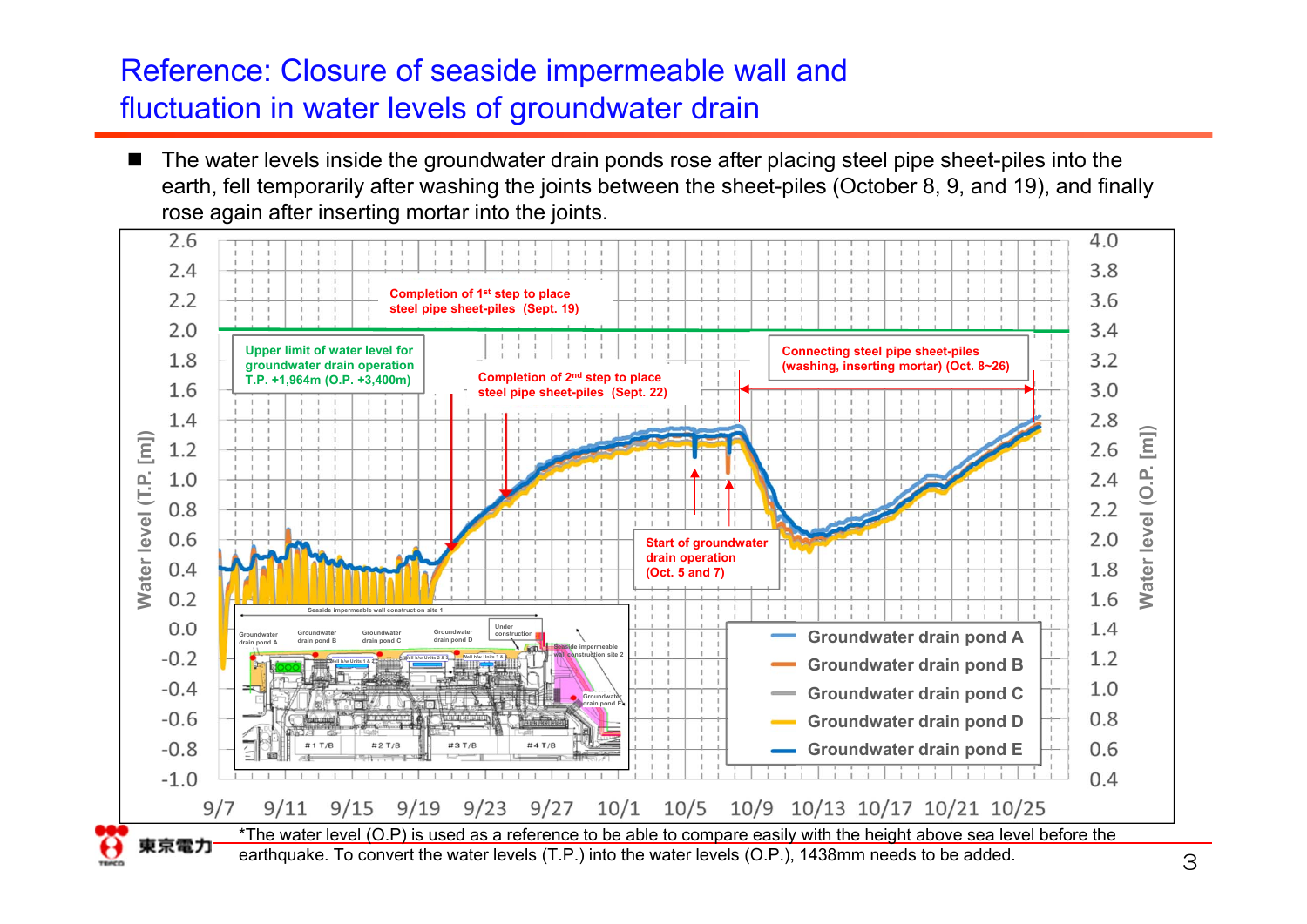# Reference: Closure of seaside impermeable wall and fluctuation in water levels of groundwater drain

- The water levels inside the groundwater drain ponds rose after placing steel pipe sheet-piles into the earth, fell temporarily after washing the joints between the sheet-piles (October 8, 9, and 19), and finally rose again after inserting mortar into the joints.

Water level (T.P. [m])

2.6, 2.4, 2.2, 2.0, 1.8, 1.6, 1.4, 1.2, 1.0, 0.8, 0.6, 0.4, 0.2, 0.0, -0.2, -0.4, -0.6, -0.8, -1.0

Water level (O.P. [m])

4.0, 3.8, 3.6, 3.4, 3.2, 3.0, 2.8, 2.6, 2.4, 2.2, 2.0, 1.8, 1.6, 1.4, 1.2, 1.0, 0.8, 0.6, 0.4

9/7, 9/11, 9/15, 9/19, 9/23, 9/27, 10/1, 10/5, 10/9, 10/13, 10/17, 10/21, 10/25

Completion of 1st step to place steel pipe sheet-piles (Sept. 19)

Upper limit of water level for groundwater drain operation T.P. +1,964m (O.P. +3,400m)

Completion of 2nd step to place steel pipe sheet-piles (Sept. 22)

Connecting steel pipe sheet-piles (washing, inserting mortar) (Oct. 8~26)

Start of groundwater drain operation (Oct. 5 and 7)

Seaside impermeable wall construction site 1

Groundwater drain pond A

Groundwater drain pond B

Groundwater drain pond C

Groundwater drain pond D

Under construction

Seaside impermeable wall construction site 2

Groundwater drain pond E

Well b/w Units 1 & 2

Well b/w Units 2 & 3

Well b/w Units 3 & 4

#1 T/B

#2 T/B

#3 T/B

#4 T/B

Groundwater drain pond A

Groundwater drain pond B

Groundwater drain pond C

Groundwater drain pond D

Groundwater drain pond E

*The water level (O.P) is used as a reference to be able to compare easily with the height above sea level before the earthquake. To convert the water levels (T.P.) into the water levels (O.P.), 1438mm needs to be added.